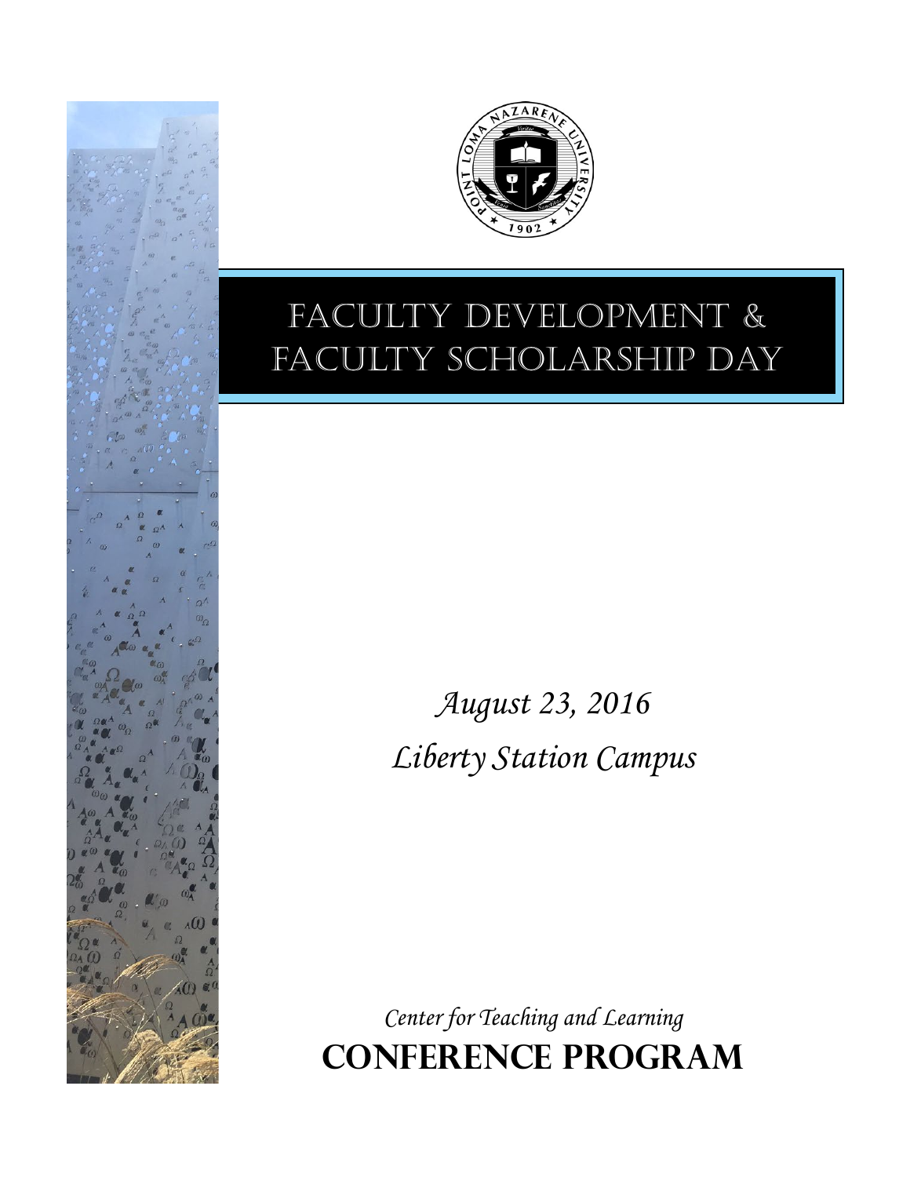# FACULTY DEVELOPMENT & FACULTY SCHOLARSHIP DAY

*August 23, 2016*

*Liberty Station Campus*

*Center for Teaching and Learning*

**CONFERENCE PROGRAM**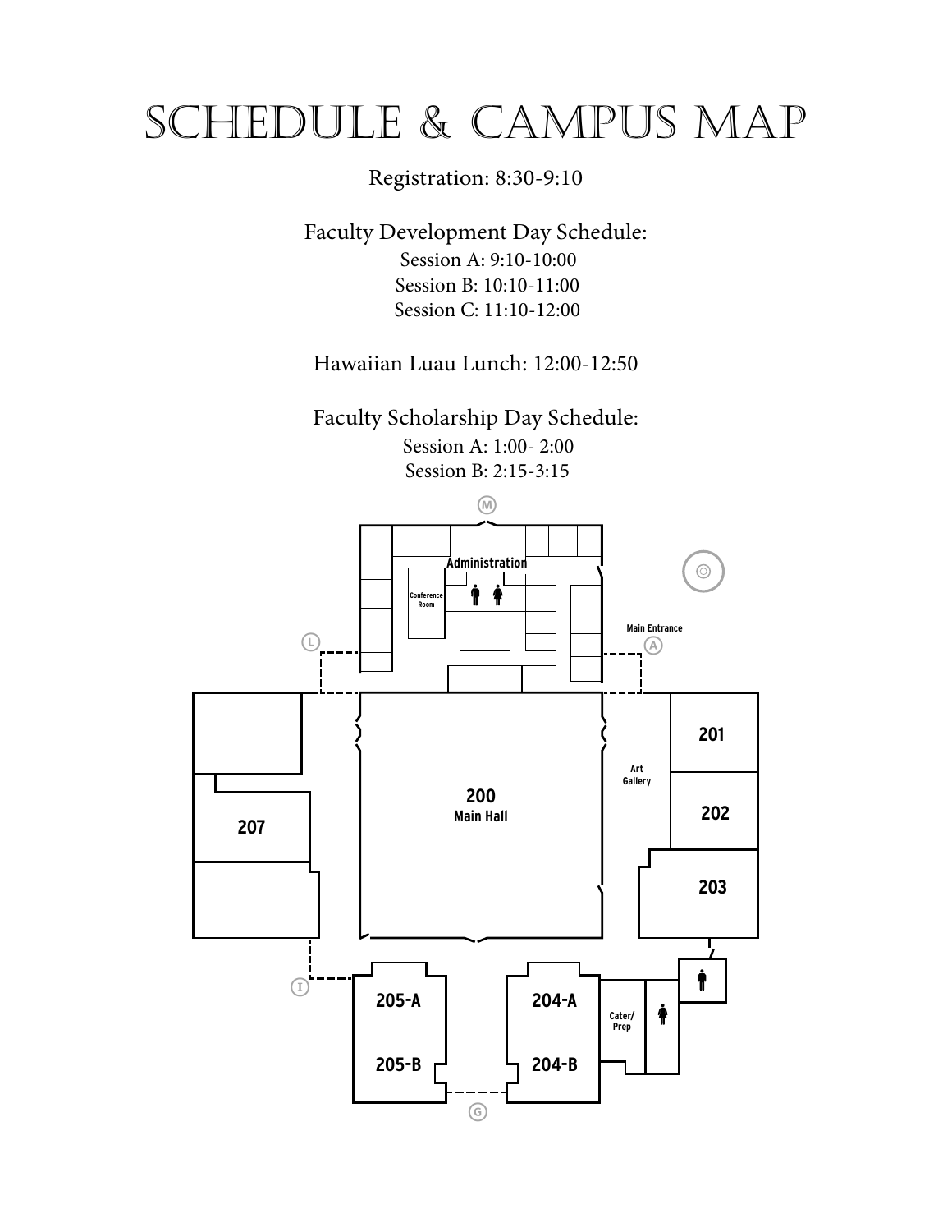# Schedule & Campus Map

Registration: 8:30-9:10

Faculty Development Day Schedule:

Session A: 9:10-10:00

Session B: 10:10-11:00

Session C: 11:10-12:00

Hawaiian Luau Lunch: 12:00-12:50

Faculty Scholarship Day Schedule:

Session A: 1:00- 2:00

Session B: 2:15-3:15

M

Administration

Conference Room

Main Entrance

A

L

200

Main Hall

Art Gallery

201

202

203

207

I

205-A

205-B

204-A

204-B

Cater/ Prep

G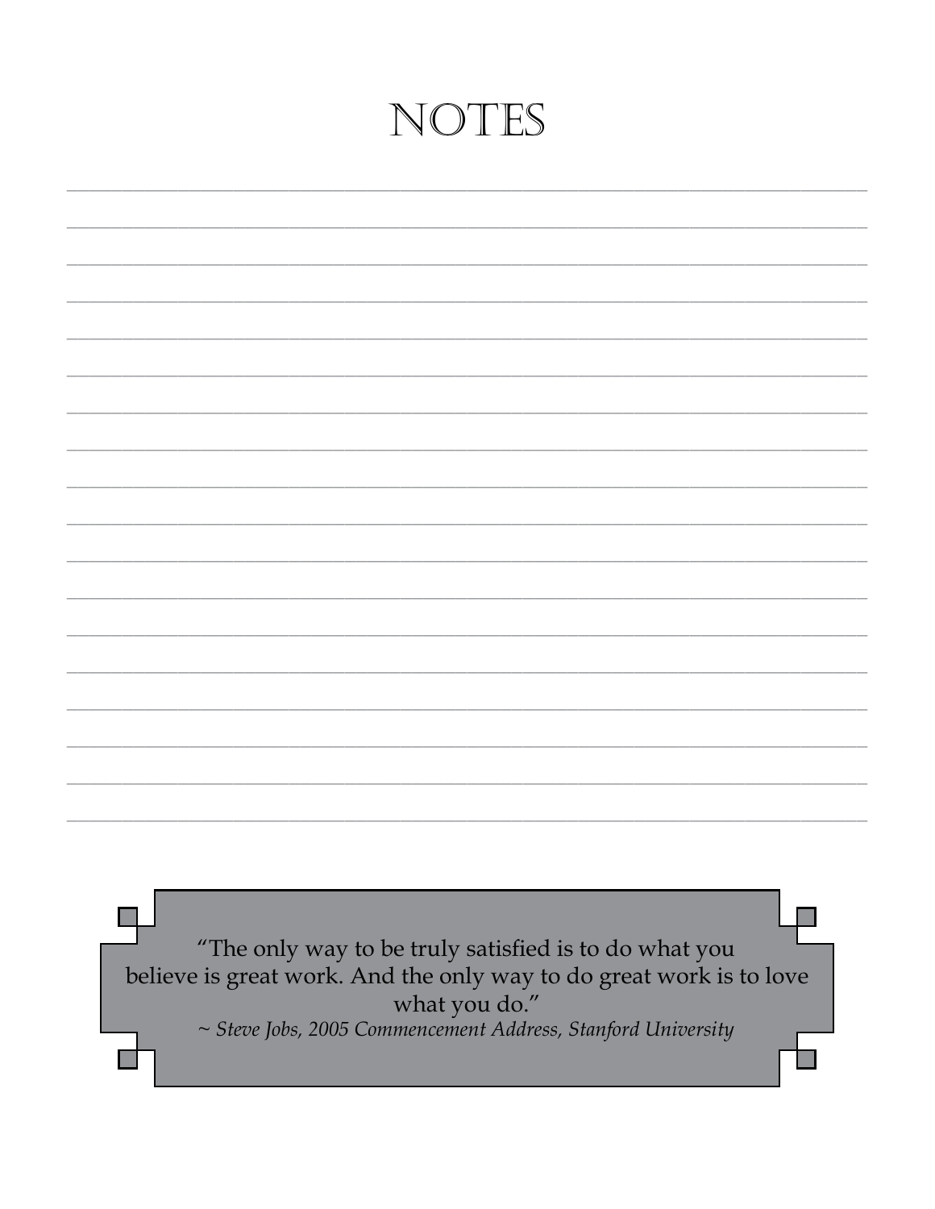# NOTES

> "The only way to be truly satisfied is to do what you believe is great work. And the only way to do great work is to love what you do."
>
> *~ Steve Jobs, 2005 Commencement Address, Stanford University*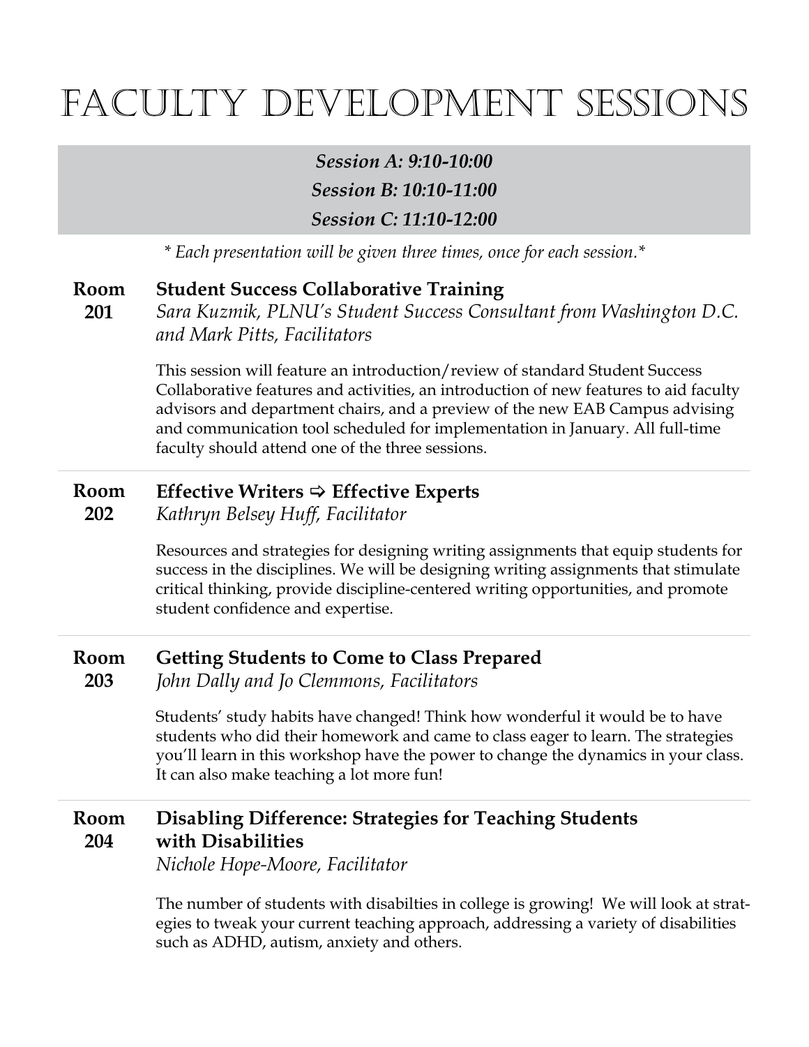# Faculty Development Sessions

***Session A: 9:10-10:00***
***Session B: 10:10-11:00***
***Session C: 11:10-12:00***

*\* Each presentation will be given three times, once for each session.\**

**Room 201**

### Student Success Collaborative Training

*Sara Kuzmik, PLNU's Student Success Consultant from Washington D.C. and Mark Pitts, Facilitators*

This session will feature an introduction/review of standard Student Success Collaborative features and activities, an introduction of new features to aid faculty advisors and department chairs, and a preview of the new EAB Campus advising and communication tool scheduled for implementation in January. All full-time faculty should attend one of the three sessions.

---

**Room 202**

### Effective Writers ⇨ Effective Experts

*Kathryn Belsey Huff, Facilitator*

Resources and strategies for designing writing assignments that equip students for success in the disciplines. We will be designing writing assignments that stimulate critical thinking, provide discipline-centered writing opportunities, and promote student confidence and expertise.

---

**Room 203**

### Getting Students to Come to Class Prepared

*John Dally and Jo Clemmons, Facilitators*

Students' study habits have changed! Think how wonderful it would be to have students who did their homework and came to class eager to learn. The strategies you'll learn in this workshop have the power to change the dynamics in your class. It can also make teaching a lot more fun!

---

**Room 204**

### Disabling Difference: Strategies for Teaching Students with Disabilities

*Nichole Hope-Moore, Facilitator*

The number of students with disabilties in college is growing! We will look at strategies to tweak your current teaching approach, addressing a variety of disabilities such as ADHD, autism, anxiety and others.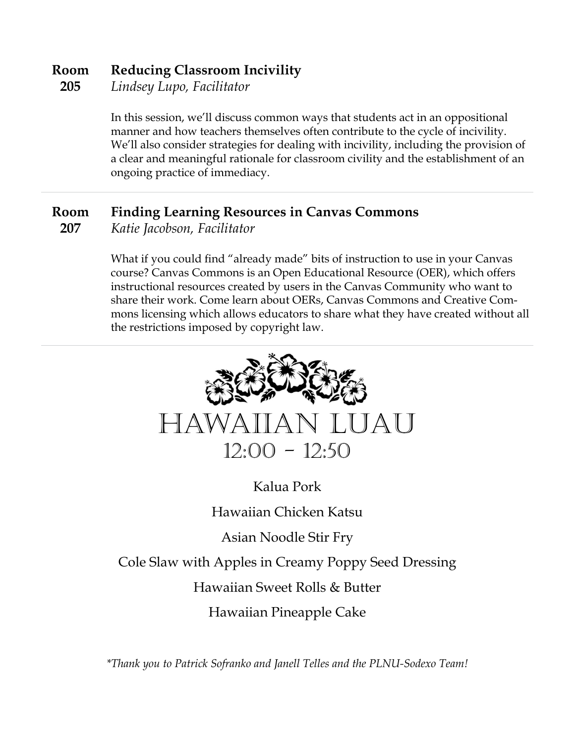**Room 205**

### Reducing Classroom Incivility

*Lindsey Lupo, Facilitator*

In this session, we'll discuss common ways that students act in an oppositional manner and how teachers themselves often contribute to the cycle of incivility. We'll also consider strategies for dealing with incivility, including the provision of a clear and meaningful rationale for classroom civility and the establishment of an ongoing practice of immediacy.

---

**Room 207**

### Finding Learning Resources in Canvas Commons

*Katie Jacobson, Facilitator*

What if you could find "already made" bits of instruction to use in your Canvas course? Canvas Commons is an Open Educational Resource (OER), which offers instructional resources created by users in the Canvas Community who want to share their work. Come learn about OERs, Canvas Commons and Creative Commons licensing which allows educators to share what they have created without all the restrictions imposed by copyright law.

---

## Hawaiian Luau

### 12:00 - 12:50

Kalua Pork

Hawaiian Chicken Katsu

Asian Noodle Stir Fry

Cole Slaw with Apples in Creamy Poppy Seed Dressing

Hawaiian Sweet Rolls & Butter

Hawaiian Pineapple Cake

*\*Thank you to Patrick Sofranko and Janell Telles and the PLNU-Sodexo Team!*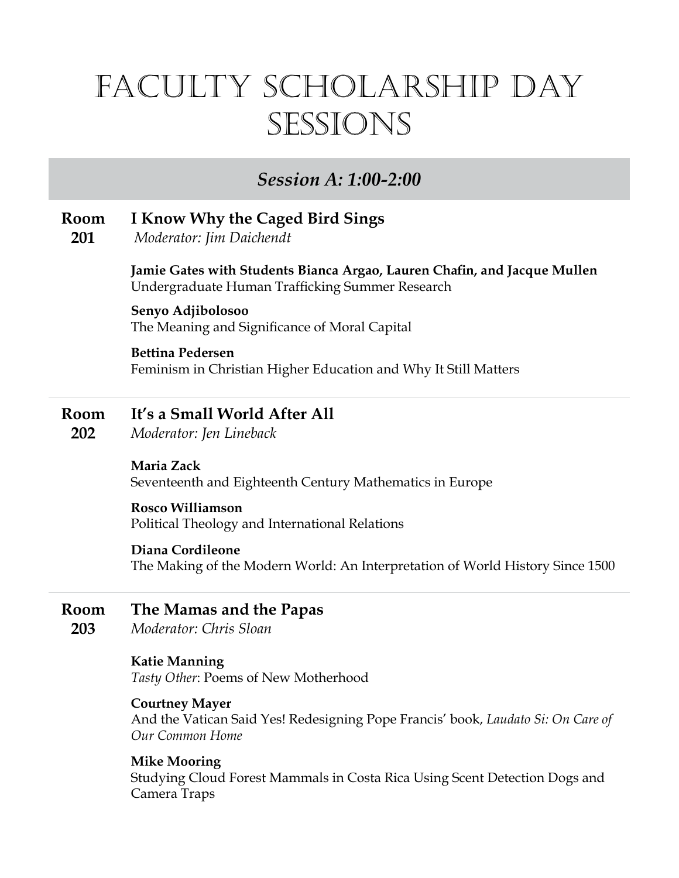# Faculty Scholarship Day Sessions

## *Session A: 1:00-2:00*

### Room 201 — I Know Why the Caged Bird Sings

*Moderator: Jim Daichendt*

**Jamie Gates with Students Bianca Argao, Lauren Chafin, and Jacque Mullen**
Undergraduate Human Trafficking Summer Research

**Senyo Adjibolosoo**
The Meaning and Significance of Moral Capital

**Bettina Pedersen**
Feminism in Christian Higher Education and Why It Still Matters

---

### Room 202 — It's a Small World After All

*Moderator: Jen Lineback*

**Maria Zack**
Seventeenth and Eighteenth Century Mathematics in Europe

**Rosco Williamson**
Political Theology and International Relations

**Diana Cordileone**
The Making of the Modern World: An Interpretation of World History Since 1500

---

### Room 203 — The Mamas and the Papas

*Moderator: Chris Sloan*

**Katie Manning**
*Tasty Other*: Poems of New Motherhood

**Courtney Mayer**
And the Vatican Said Yes! Redesigning Pope Francis' book, *Laudato Si: On Care of Our Common Home*

**Mike Mooring**
Studying Cloud Forest Mammals in Costa Rica Using Scent Detection Dogs and Camera Traps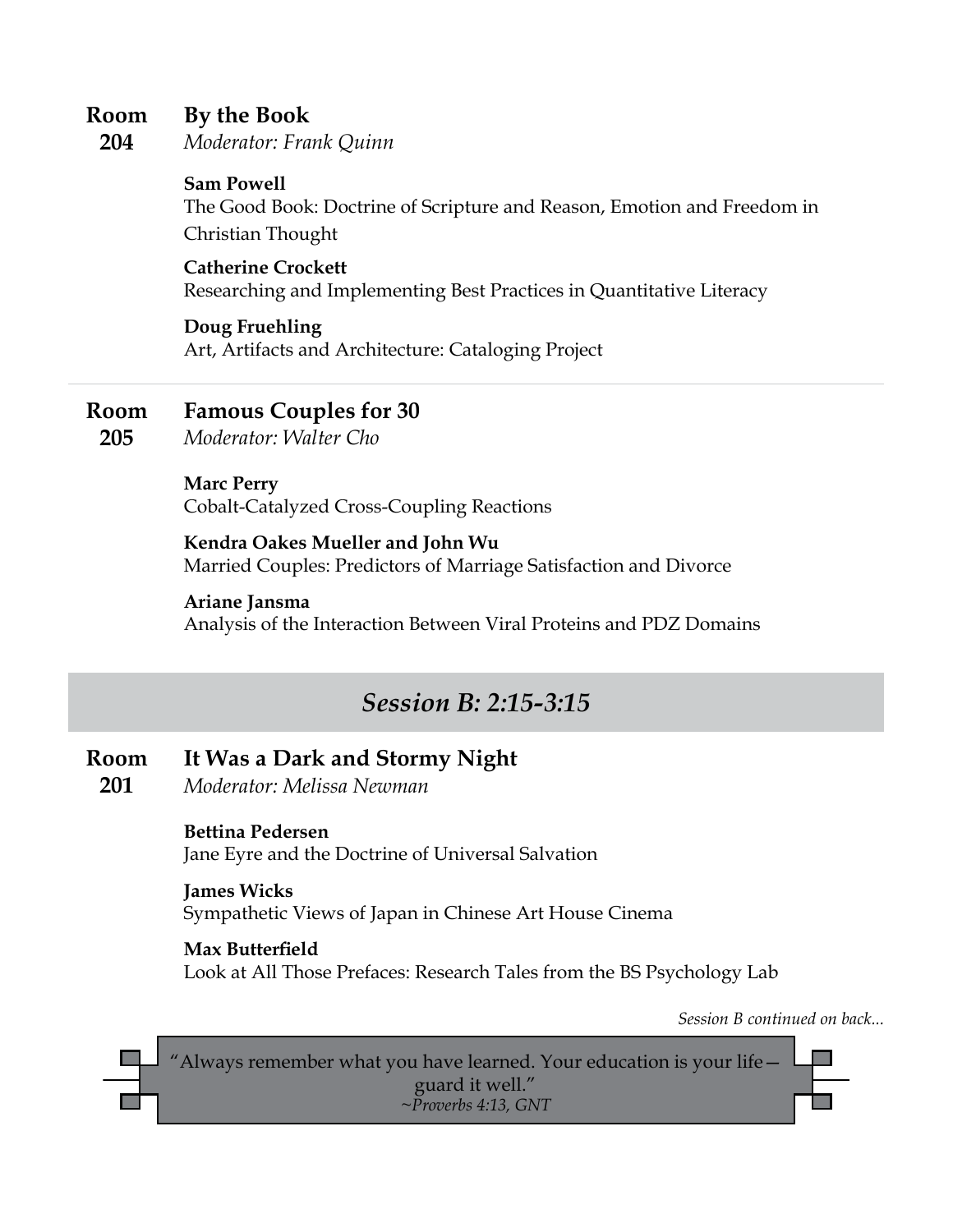**Room 204**

### By the Book

*Moderator: Frank Quinn*

**Sam Powell**
The Good Book: Doctrine of Scripture and Reason, Emotion and Freedom in Christian Thought

**Catherine Crockett**
Researching and Implementing Best Practices in Quantitative Literacy

**Doug Fruehling**
Art, Artifacts and Architecture: Cataloging Project

---

**Room 205**

### Famous Couples for 30

*Moderator: Walter Cho*

**Marc Perry**
Cobalt-Catalyzed Cross-Coupling Reactions

**Kendra Oakes Mueller and John Wu**
Married Couples: Predictors of Marriage Satisfaction and Divorce

**Ariane Jansma**
Analysis of the Interaction Between Viral Proteins and PDZ Domains

## *Session B: 2:15-3:15*

**Room 201**

### It Was a Dark and Stormy Night

*Moderator: Melissa Newman*

**Bettina Pedersen**
Jane Eyre and the Doctrine of Universal Salvation

**James Wicks**
Sympathetic Views of Japan in Chinese Art House Cinema

**Max Butterfield**
Look at All Those Prefaces: Research Tales from the BS Psychology Lab

*Session B continued on back...*

"Always remember what you have learned. Your education is your life—guard it well."
*~Proverbs 4:13, GNT*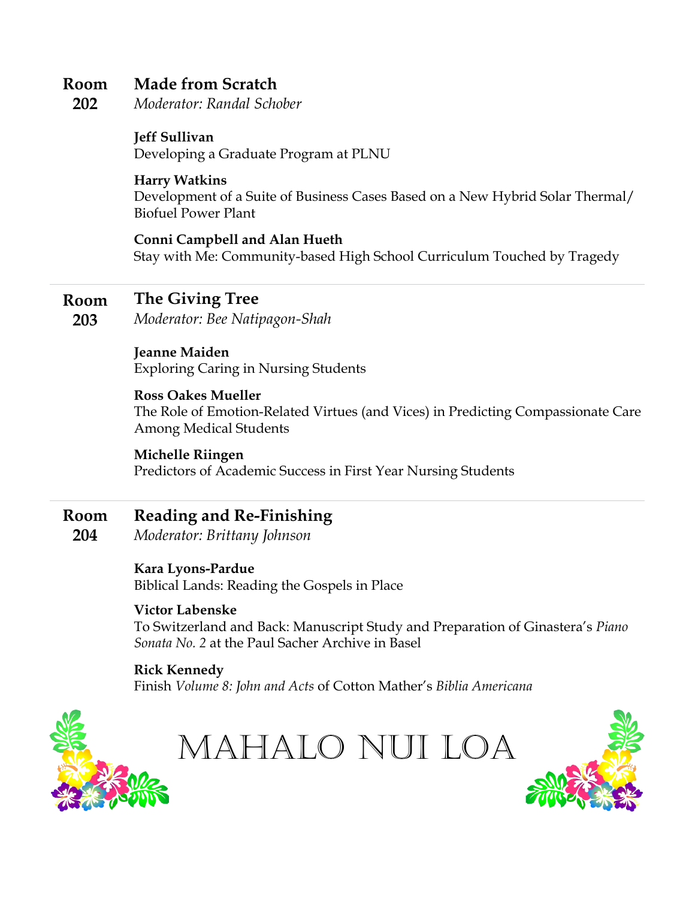**Room 202** — **Made from Scratch**
*Moderator: Randal Schober*

**Jeff Sullivan**
Developing a Graduate Program at PLNU

**Harry Watkins**
Development of a Suite of Business Cases Based on a New Hybrid Solar Thermal/Biofuel Power Plant

**Conni Campbell and Alan Hueth**
Stay with Me: Community-based High School Curriculum Touched by Tragedy

---

**Room 203** — **The Giving Tree**
*Moderator: Bee Natipagon-Shah*

**Jeanne Maiden**
Exploring Caring in Nursing Students

**Ross Oakes Mueller**
The Role of Emotion-Related Virtues (and Vices) in Predicting Compassionate Care Among Medical Students

**Michelle Riingen**
Predictors of Academic Success in First Year Nursing Students

---

**Room 204** — **Reading and Re-Finishing**
*Moderator: Brittany Johnson*

**Kara Lyons-Pardue**
Biblical Lands: Reading the Gospels in Place

**Victor Labenske**
To Switzerland and Back: Manuscript Study and Preparation of Ginastera's *Piano Sonata No. 2* at the Paul Sacher Archive in Basel

**Rick Kennedy**
Finish *Volume 8: John and Acts* of Cotton Mather's *Biblia Americana*

# MAHALO NUI LOA